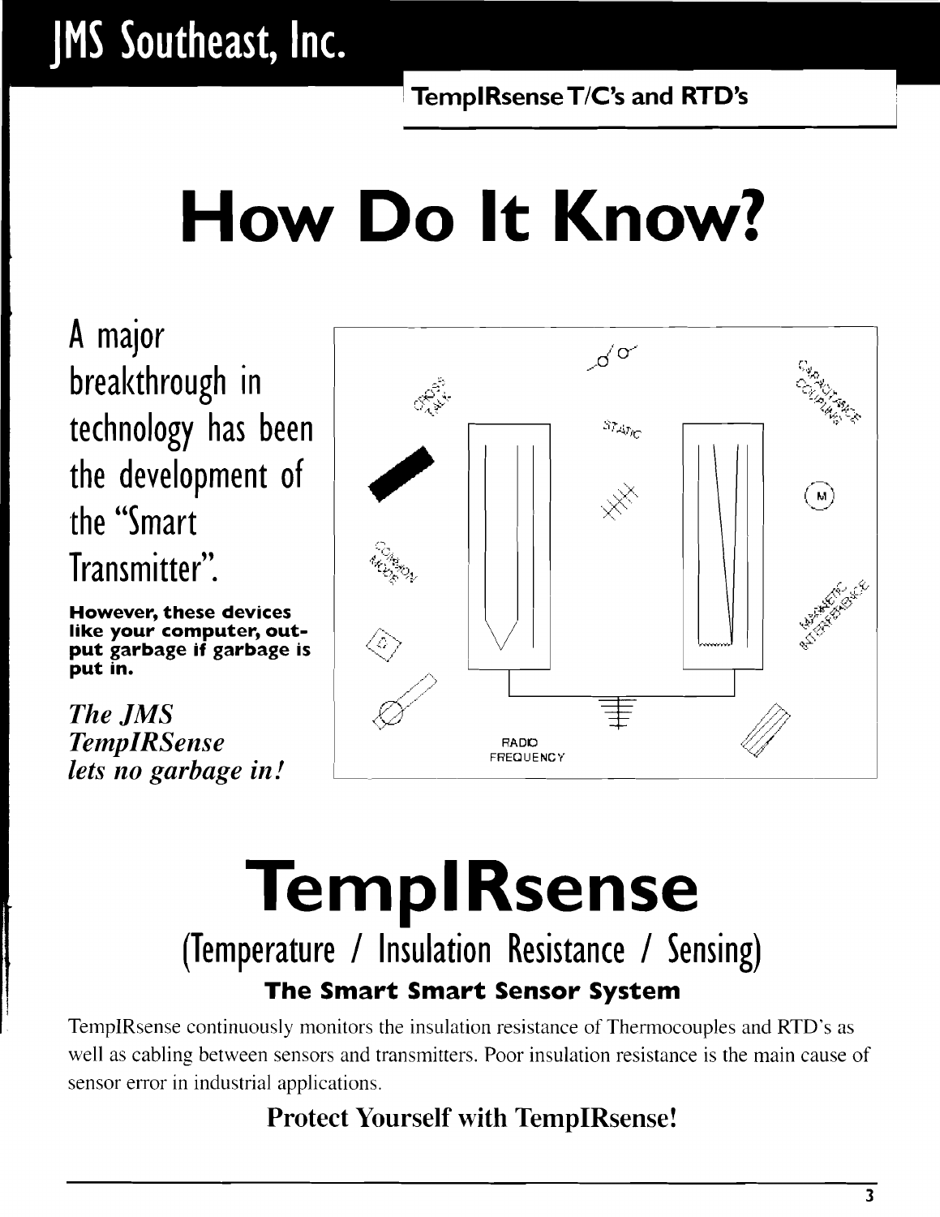# JMS Southeast, Inc.

**TempIRsense T/C's and RTD's**

# How Do It Know?

## A major breakthrough in technology has been the development of the "Smart Transmitter".

**However, these devices like your computer, output garbage if garbage is put in.**

***The JMS TempIRSense lets no garbage in!***

CROSS TALK

STATIC

CAPACITANCE COUPLING

COMMON MODE

MAGNETIC INTERFERENCE

RADIO FREQUENCY

# TempIRsense

## (Temperature / Insulation Resistance / Sensing)

**The Smart Smart Sensor System**

TempIRsense continuously monitors the insulation resistance of Thermocouples and RTD's as well as cabling between sensors and transmitters. Poor insulation resistance is the main cause of sensor error in industrial applications.

**Protect Yourself with TempIRsense!**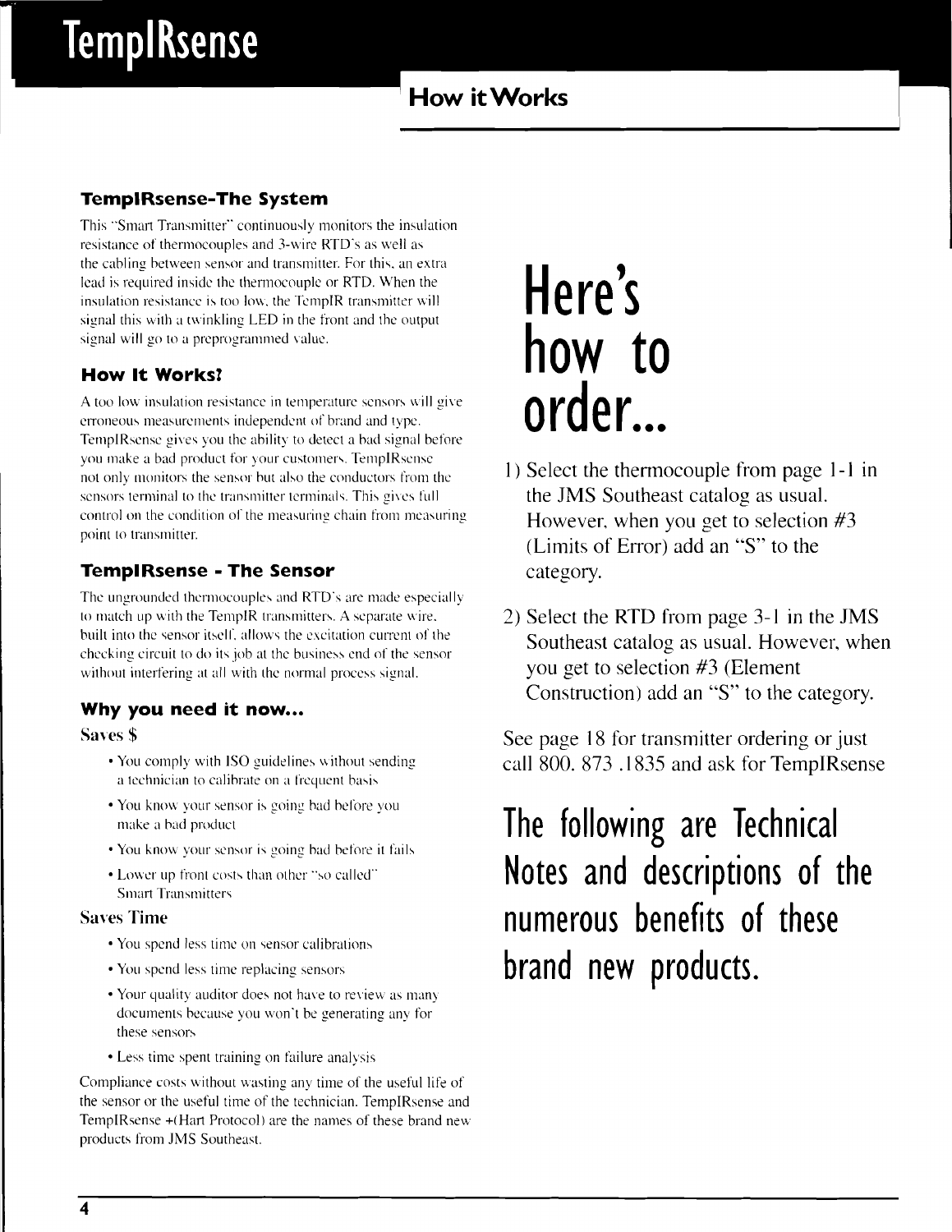# TempIRsense

## How it Works

### TempIRsense-The System

This "Smart Transmitter" continuously monitors the insulation resistance of thermocouples and 3-wire RTD's as well as the cabling between sensor and transmitter. For this, an extra lead is required inside the thermocouple or RTD. When the insulation resistance is too low, the TempIR transmitter will signal this with a twinkling LED in the front and the output signal will go to a preprogrammed value.

### How It Works?

A too low insulation resistance in temperature sensors will give erroneous measurements independent of brand and type. TempIRsense gives you the ability to detect a bad signal before you make a bad product for your customers. TempIRsense not only monitors the sensor but also the conductors from the sensors terminal to the transmitter terminals. This gives full control on the condition of the measuring chain from measuring point to transmitter.

### TempIRsense - The Sensor

The ungrounded thermocouples and RTD's are made especially to match up with the TempIR transmitters. A separate wire, built into the sensor itself, allows the excitation current of the checking circuit to do its job at the business end of the sensor without interfering at all with the normal process signal.

### Why you need it now...

**Saves $**

- You comply with ISO guidelines without sending a technician to calibrate on a frequent basis
- You know your sensor is going bad before you make a bad product
- You know your sensor is going bad before it fails
- Lower up front costs than other "so called" Smart Transmitters

**Saves Time**

- You spend less time on sensor calibrations
- You spend less time replacing sensors
- Your quality auditor does not have to review as many documents because you won't be generating any for these sensors
- Less time spent training on failure analysis

Compliance costs without wasting any time of the useful life of the sensor or the useful time of the technician. TempIRsense and TempIRsense +(Hart Protocol) are the names of these brand new products from JMS Southeast.

# Here's how to order...

1) Select the thermocouple from page 1-1 in the JMS Southeast catalog as usual. However, when you get to selection #3 (Limits of Error) add an "S" to the category.

2) Select the RTD from page 3-1 in the JMS Southeast catalog as usual. However, when you get to selection #3 (Element Construction) add an "S" to the category.

See page 18 for transmitter ordering or just call 800. 873 .1835 and ask for TempIRsense

## The following are Technical Notes and descriptions of the numerous benefits of these brand new products.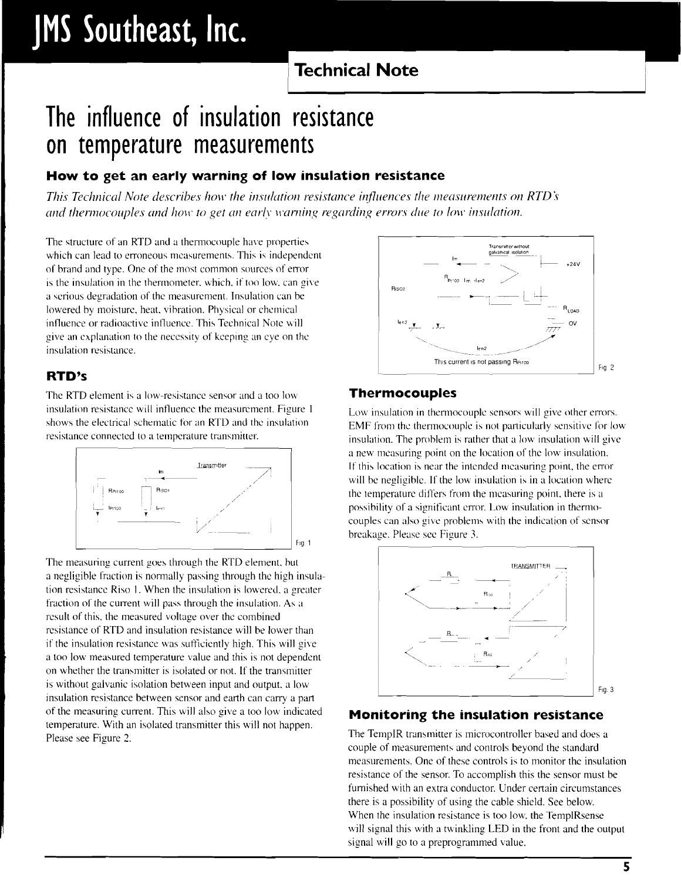# JMS Southeast, Inc.

**Technical Note**

# The influence of insulation resistance on temperature measurements

### How to get an early warning of low insulation resistance

*This Technical Note describes how the insulation resistance influences the measurements on RTD's and thermocouples and how to get an early warning regarding errors due to low insulation.*

The structure of an RTD and a thermocouple have properties which can lead to erroneous measurements. This is independent of brand and type. One of the most common sources of error is the insulation in the thermometer, which, if too low, can give a serious degradation of the measurement. Insulation can be lowered by moisture, heat, vibration. Physical or chemical influence or radioactive influence. This Technical Note will give an explanation to the necessity of keeping an eye on the insulation resistance.

### RTD's

The RTD element is a low-resistance sensor and a too low insulation resistance will influence the measurement. Figure 1 shows the electrical schematic for an RTD and the insulation resistance connected to a temperature transmitter.

Transmitter
Im
RPt100
RISO1
IPt100
Ien1

Fig. 1

The measuring current goes through the RTD element, but a negligible fraction is normally passing through the high insulation resistance Riso 1. When the insulation is lowered, a greater fraction of the current will pass through the insulation. As a result of this, the measured voltage over the combined resistance of RTD and insulation resistance will be lower than if the insulation resistance was sufficiently high. This will give a too low measured temperature value and this is not dependent on whether the transmitter is isolated or not. If the transmitter is without galvanic isolation between input and output, a low insulation resistance between sensor and earth can carry a part of the measuring current. This will also give a too low indicated temperature. With an isolated transmitter this will not happen. Please see Figure 2.

Transmitter without galvanical isolation
Im
+24V
RPt100 Im - Ien2
RISO2
RLOAD
Ien2
0V
Ien2
This current is not passing RPt100

Fig. 2

### Thermocouples

Low insulation in thermocouple sensors will give other errors. EMF from the thermocouple is not particularly sensitive for low insulation. The problem is rather that a low insulation will give a new measuring point on the location of the low insulation. If this location is near the intended measuring point, the error will be negligible. If the low insulation is in a location where the temperature differs from the measuring point, there is a possibility of a significant error. Low insulation in thermocouples can also give problems with the indication of sensor breakage. Please see Figure 3.

TRANSMITTER
R
Riso
R
Riso

Fig. 3

### Monitoring the insulation resistance

The TempIR transmitter is microcontroller based and does a couple of measurements and controls beyond the standard measurements. One of these controls is to monitor the insulation resistance of the sensor. To accomplish this the sensor must be furnished with an extra conductor. Under certain circumstances there is a possibility of using the cable shield. See below. When the insulation resistance is too low, the TemplRsense will signal this with a twinkling LED in the front and the output signal will go to a preprogrammed value.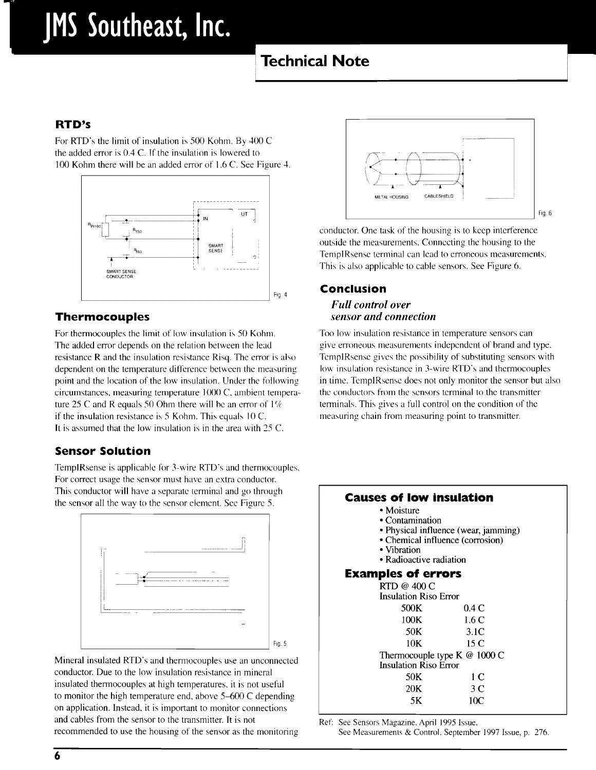# JMS Southeast, Inc.

## Technical Note

### RTD's

For RTD's the limit of insulation is 500 Kohm. By 400 C the added error is 0.4 C. If the insulation is lowered to 100 Kohm there will be an added error of 1.6 C. See Figure 4.

$R_{Pt100}$

$R_{ISO}$

$R_{ISO}$

IN

UT

SMART SENSE

SMART SENSE CONDUCTOR

Fig. 4

### Thermocouples

For thermocouples the limit of low insulation is 50 Kohm. The added error depends on the relation between the lead resistance R and the insulation resistance Risq. The error is also dependent on the temperature difference between the measuring point and the location of the low insulation. Under the following circumstances, measuring temperature 1000 C, ambient temperature 25 C and R equals 50 Ohm there will be an error of 1% if the insulation resistance is 5 Kohm. This equals 10 C. It is assumed that the low insulation is in the area with 25 C.

### Sensor Solution

TempIRsense is applicable for 3-wire RTD's and thermocouples. For correct usage the sensor must have an extra conductor. This conductor will have a separate terminal and go through the sensor all the way to the sensor element. See Figure 5.

Fig. 5

Mineral insulated RTD's and thermocouples use an unconnected conductor. Due to the low insulation resistance in mineral insulated thermocouples at high temperatures, it is not useful to monitor the high temperature end, above 5–600 C depending on application. Instead, it is important to monitor connections and cables from the sensor to the transmitter. It is not recommended to use the housing of the sensor as the monitoring

METAL HOUSING

CABLESHIELD

Fig. 6

conductor. One task of the housing is to keep interference outside the measurements. Connecting the housing to the TempIRsense terminal can lead to erroneous measurements. This is also applicable to cable sensors. See Figure 6.

### Conclusion

***Full control over sensor and connection***

Too low insulation resistance in temperature sensors can give erroneous measurements independent of brand and type. TempIRsense gives the possibility of substituting sensors with low insulation resistance in 3-wire RTD's and thermocouples in time. TempIRsense does not only monitor the sensor but also the conductors from the sensors terminal to the transmitter terminals. This gives a full control on the condition of the measuring chain from measuring point to transmitter.

### Causes of low insulation

- Moisture
- Contamination
- Physical influence (wear, jamming)
- Chemical influence (corrosion)
- Vibration
- Radioactive radiation

### Examples of errors

RTD @ 400 C

| Insulation Riso | Error |
|---|---|
| 500K | 0.4 C |
| 100K | 1.6 C |
| 50K | 3.1C |
| 10K | 15 C |

Thermocouple type K @ 1000 C

| Insulation Riso | Error |
|---|---|
| 50K | 1 C |
| 20K | 3 C |
| 5K | 10C |

Ref: See Sensors Magazine, April 1995 Issue.
See Measurements & Control, September 1997 Issue, p. 276.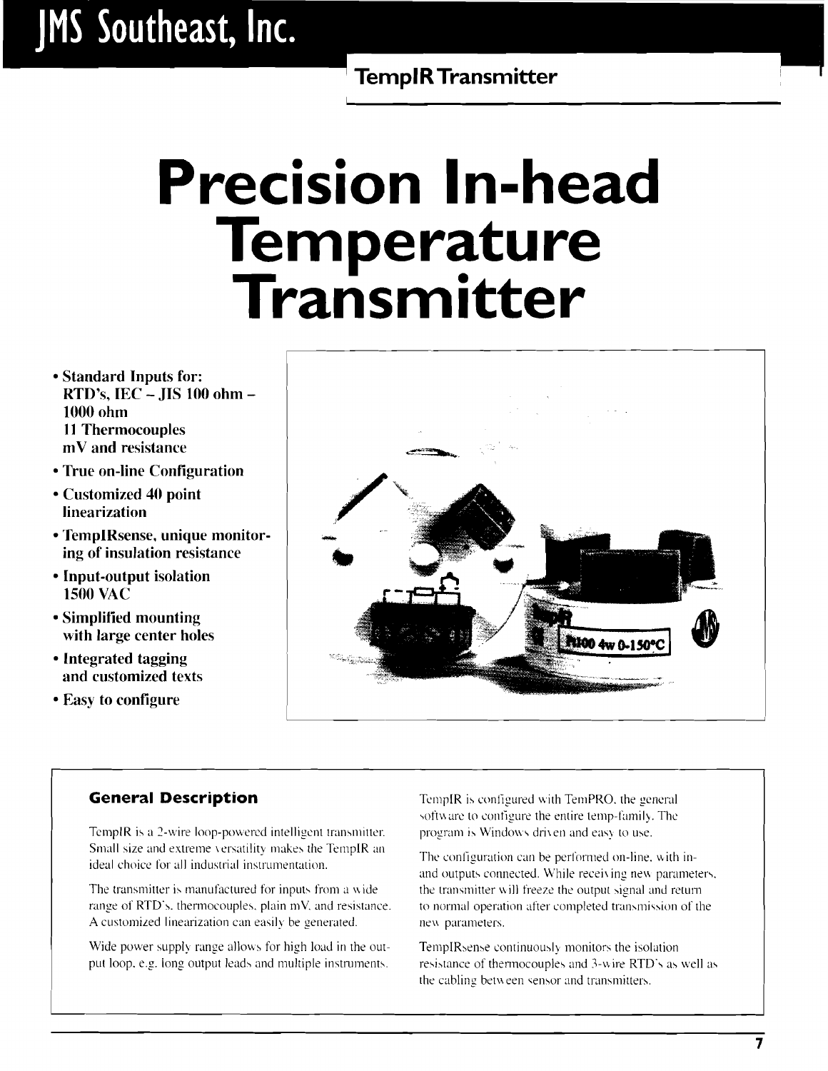# Precision In-head Temperature Transmitter

- **Standard Inputs for: RTD's, IEC – JIS 100 ohm – 1000 ohm 11 Thermocouples mV and resistance**
- **True on-line Configuration**
- **Customized 40 point linearization**
- **TempIRsense, unique monitoring of insulation resistance**
- **Input-output isolation 1500 VAC**
- **Simplified mounting with large center holes**
- **Integrated tagging and customized texts**
- **Easy to configure**

## General Description

TempIR is a 2-wire loop-powered intelligent transmitter. Small size and extreme versatility makes the TempIR an ideal choice for all industrial instrumentation.

The transmitter is manufactured for inputs from a wide range of RTD's, thermocouples, plain mV, and resistance. A customized linearization can easily be generated.

Wide power supply range allows for high load in the output loop, e.g. long output leads and multiple instruments.

TempIR is configured with TemPRO, the general software to configure the entire temp-family. The program is Windows driven and easy to use.

The configuration can be performed on-line, with in- and outputs connected. While receiving new parameters, the transmitter will freeze the output signal and return to normal operation after completed transmission of the new parameters.

TempIRsense continuously monitors the isolation resistance of thermocouples and 3-wire RTD's as well as the cabling between sensor and transmitters.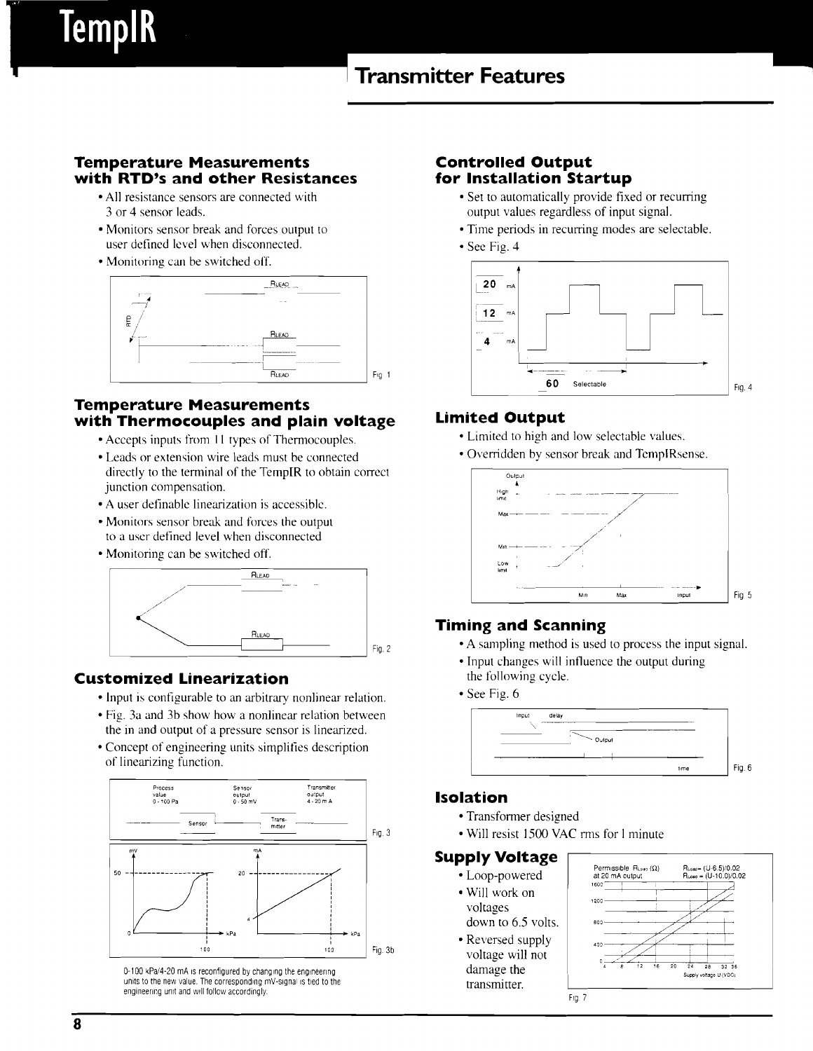## Transmitter Features

### Temperature Measurements with RTD's and other Resistances

- All resistance sensors are connected with 3 or 4 sensor leads.
- Monitors sensor break and forces output to user defined level when disconnected.
- Monitoring can be switched off.

Fig 1

### Temperature Measurements with Thermocouples and plain voltage

- Accepts inputs from 11 types of Thermocouples.
- Leads or extension wire leads must be connected directly to the terminal of the TempIR to obtain correct junction compensation.
- A user definable linearization is accessible.
- Monitors sensor break and forces the output to a user defined level when disconnected
- Monitoring can be switched off.

Fig. 2

### Customized Linearization

- Input is configurable to an arbitrary nonlinear relation.
- Fig. 3a and 3b show how a nonlinear relation between the in and output of a pressure sensor is linearized.
- Concept of engineering units simplifies description of linearizing function.

Fig. 3

Fig. 3b

0-100 kPa/4-20 mA is reconfigured by changing the engineering units to the new value. The corresponding mV-signal is tied to the engineering unit and will follow accordingly.

### Controlled Output for Installation Startup

- Set to automatically provide fixed or recurring output values regardless of input signal.
- Time periods in recurring modes are selectable.
- See Fig. 4

Fig. 4

### Limited Output

- Limited to high and low selectable values.
- Overridden by sensor break and TempIRsense.

Fig 5

### Timing and Scanning

- A sampling method is used to process the input signal.
- Input changes will influence the output during the following cycle.
- See Fig. 6

Fig. 6

### Isolation

- Transformer designed
- Will resist 1500 VAC rms for 1 minute

### Supply Voltage

- Loop-powered
- Will work on voltages down to 6.5 volts.
- Reversed supply voltage will not damage the transmitter.

Fig. 7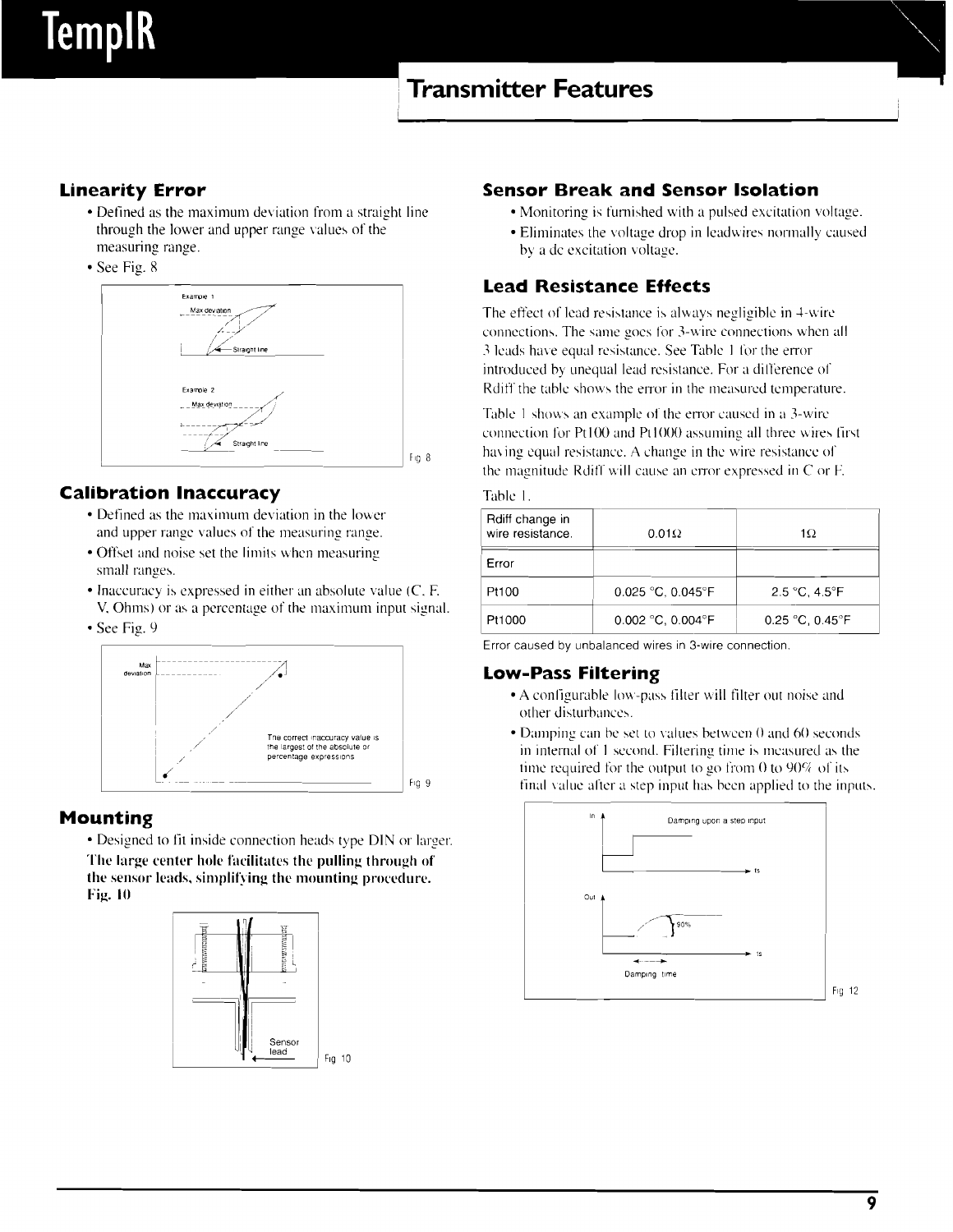## Transmitter Features

### Linearity Error

- Defined as the maximum deviation from a straight line through the lower and upper range values of the measuring range.
- See Fig. 8

Example 1

Max deviation

Straight line

Example 2

Max deviation

Straight line

Fig 8

### Calibration Inaccuracy

- Defined as the maximum deviation in the lower and upper range values of the measuring range.
- Offset and noise set the limits when measuring small ranges.
- Inaccuracy is expressed in either an absolute value (C, F, V, Ohms) or as a percentage of the maximum input signal.
- See Fig. 9

Max deviation

The correct inaccuracy value is the largest of the absolute or percentage expressions

Fig 9

### Mounting

- Designed to fit inside connection heads type DIN or larger.

**The large center hole facilitates the pulling through of the sensor leads, simplifying the mounting procedure. Fig. 10**

Sensor lead

Fig 10

### Sensor Break and Sensor Isolation

- Monitoring is furnished with a pulsed excitation voltage.
- Eliminates the voltage drop in leadwires normally caused by a dc excitation voltage.

### Lead Resistance Effects

The effect of lead resistance is always negligible in 4-wire connections. The same goes for 3-wire connections when all 3 leads have equal resistance. See Table 1 for the error introduced by unequal lead resistance. For a difference of Rdiff the table shows the error in the measured temperature.

Table 1 shows an example of the error caused in a 3-wire connection for Pt100 and Pt1000 assuming all three wires first having equal resistance. A change in the wire resistance of the magnitude Rdiff will cause an error expressed in C or F.

Table 1.

| Rdiff change in wire resistance. | 0.01Ω | 1Ω |
|---|---|---|
| Error | | |
| Pt100 | 0.025 °C, 0.045°F | 2.5 °C, 4.5°F |
| Pt1000 | 0.002 °C, 0.004°F | 0.25 °C, 0.45°F |

Error caused by unbalanced wires in 3-wire connection.

### Low-Pass Filtering

- A configurable low-pass filter will filter out noise and other disturbances.
- Damping can be set to values between 0 and 60 seconds in internal of 1 second. Filtering time is measured as the time required for the output to go from 0 to 90% of its final value after a step input has been applied to the inputs.

In

Damping upon a step input

ts

Out

90%

ts

Damping time

Fig 12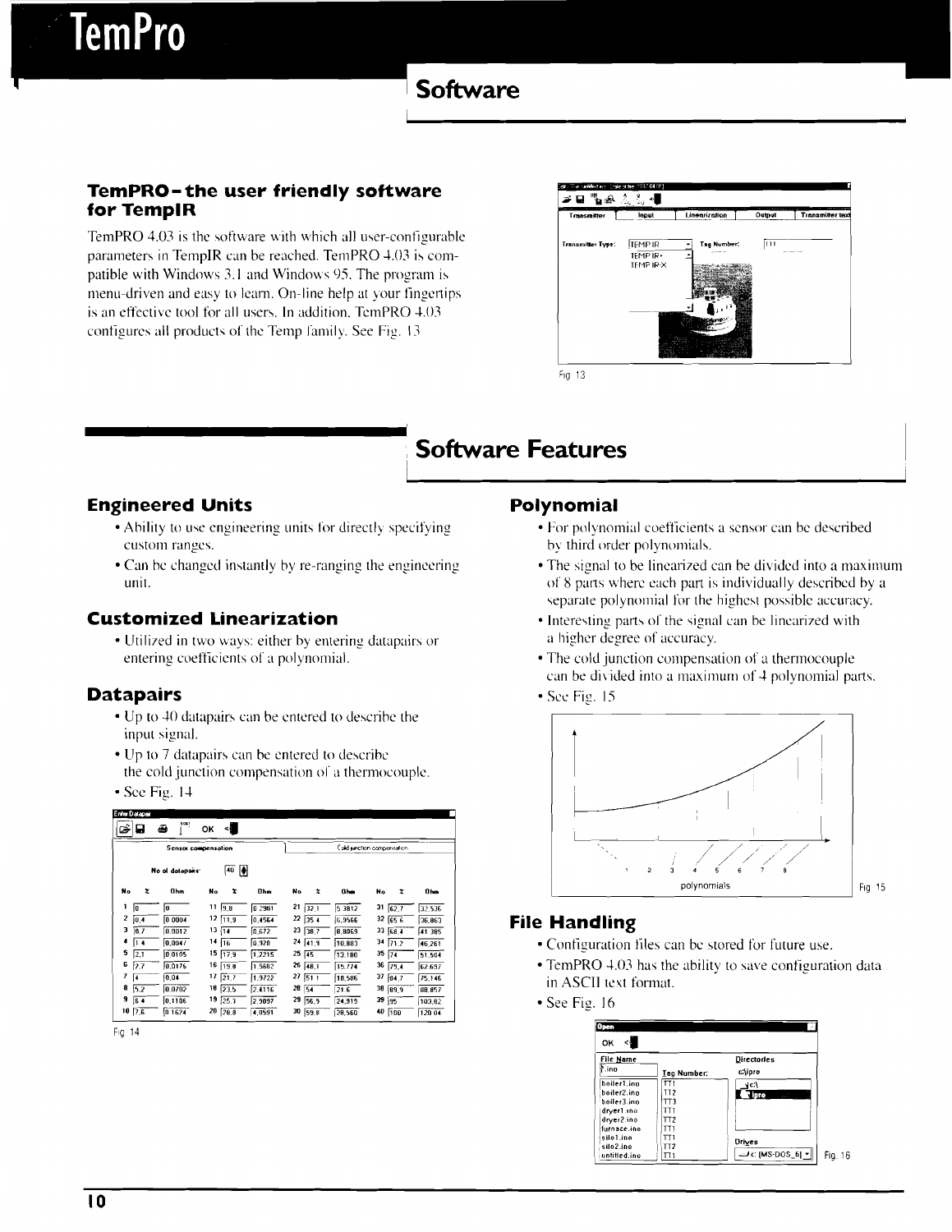## Software

### TemPRO – the user friendly software for TempIR

TemPRO 4.03 is the software with which all user-configurable parameters in TempIR can be reached. TemPRO 4.03 is compatible with Windows 3.1 and Windows 95. The program is menu-driven and easy to learn. On-line help at your fingertips is an effective tool for all users. In addition, TemPRO 4.03 configures all products of the Temp family. See Fig. 13

Fig 13

## Software Features

### Engineered Units

- Ability to use engineering units for directly specifying custom ranges.
- Can be changed instantly by re-ranging the engineering unit.

### Customized Linearization

- Utilized in two ways: either by entering datapairs or entering coefficients of a polynomial.

### Datapairs

- Up to 40 datapairs can be entered to describe the input signal.
- Up to 7 datapairs can be entered to describe the cold junction compensation of a thermocouple.
- See Fig. 14

Fig 14

### Polynomial

- For polynomial coefficients a sensor can be described by third order polynomials.
- The signal to be linearized can be divided into a maximum of 8 parts where each part is individually described by a separate polynomial for the highest possible accuracy.
- Interesting parts of the signal can be linearized with a higher degree of accuracy.
- The cold junction compensation of a thermocouple can be divided into a maximum of 4 polynomial parts.
- See Fig. 15

1 2 3 4 5 6 7 8

polynomials

Fig 15

### File Handling

- Configuration files can be stored for future use.
- TemPRO 4.03 has the ability to save configuration data in ASCII text format.
- See Fig. 16

Fig 16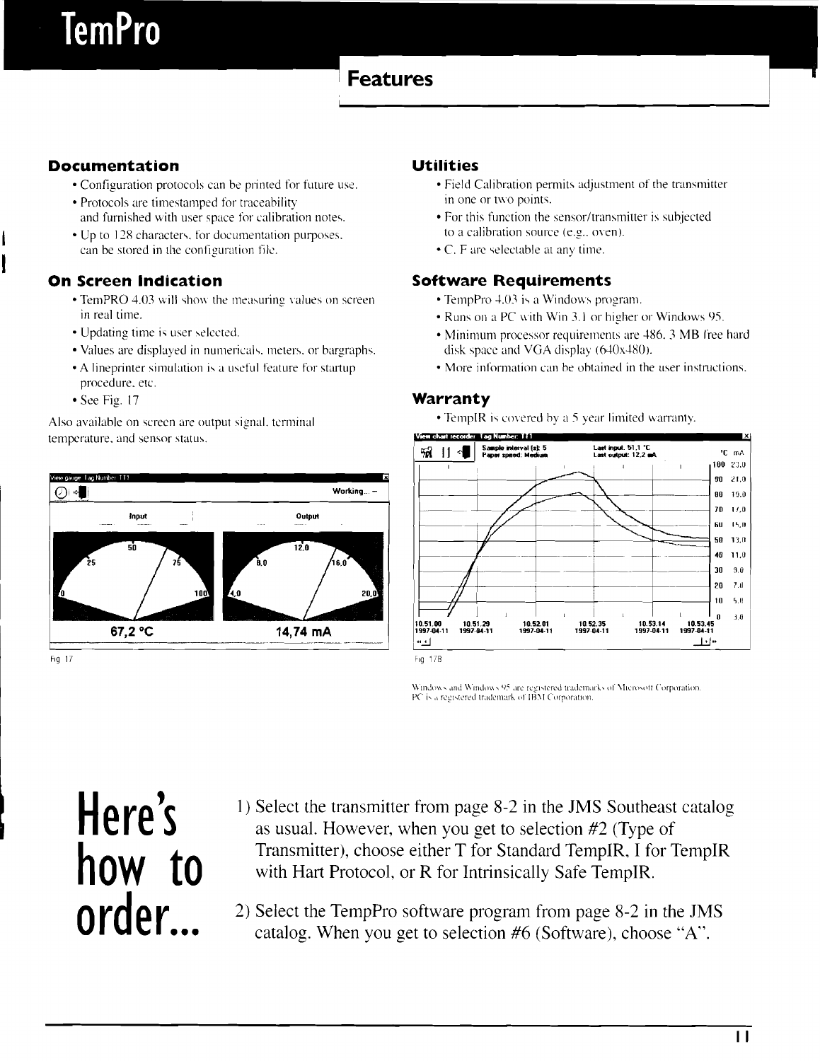# TemPro

## Features

### Documentation

- Configuration protocols can be printed for future use.
- Protocols are timestamped for traceability and furnished with user space for calibration notes.
- Up to 128 characters, for documentation purposes, can be stored in the configuration file.

### On Screen Indication

- TemPRO 4.03 will show the measuring values on screen in real time.
- Updating time is user selected.
- Values are displayed in numericals, meters, or bargraphs.
- A lineprinter simulation is a useful feature for startup procedure, etc.
- See Fig. 17

Also available on screen are output signal, terminal temperature, and sensor status.

View gauge Tag Number 111

Working... –

Input

Output

50
25
75
0
100

12.0
8.0
16.0
4.0
20.0

67,2 °C

14,74 mA

Fig 17

### Utilities

- Field Calibration permits adjustment of the transmitter in one or two points.
- For this function the sensor/transmitter is subjected to a calibration source (e.g., oven).
- C, F are selectable at any time.

### Software Requirements

- TempPro 4.03 is a Windows program.
- Runs on a PC with Win 3.1 or higher or Windows 95.
- Minimum processor requirements are 486, 3 MB free hard disk space and VGA display (640x480).
- More information can be obtained in the user instructions.

### Warranty

- TempIR is covered by a 5 year limited warranty.

View chart recorder Tag Number: 111

Sample interval (s): 5
Paper speed: Medium

Last input: 51,1 °C
Last output: 12,2 mA

°C mA
100 23.0
90 21.0
80 19.0
70 17.0
60 15.0
50 13.0
40 11.0
30 9.0
20 7.0
10 5.0
0 3.0

10.51.00 1997-04-11
10.51.29 1997-04-11
10.52.01 1997-04-11
10.52.35 1997-04-11
10.53.14 1997-04-11
10.53.45 1997-04-11

Fig 17B

Windows and Windows 95 are registered trademarks of Microsoft Corporation.
PC is a registered trademark of IBM Corporation.

# Here's how to order...

1) Select the transmitter from page 8-2 in the JMS Southeast catalog as usual. However, when you get to selection #2 (Type of Transmitter), choose either T for Standard TempIR, I for TempIR with Hart Protocol, or R for Intrinsically Safe TempIR.

2) Select the TempPro software program from page 8-2 in the JMS catalog. When you get to selection #6 (Software), choose "A".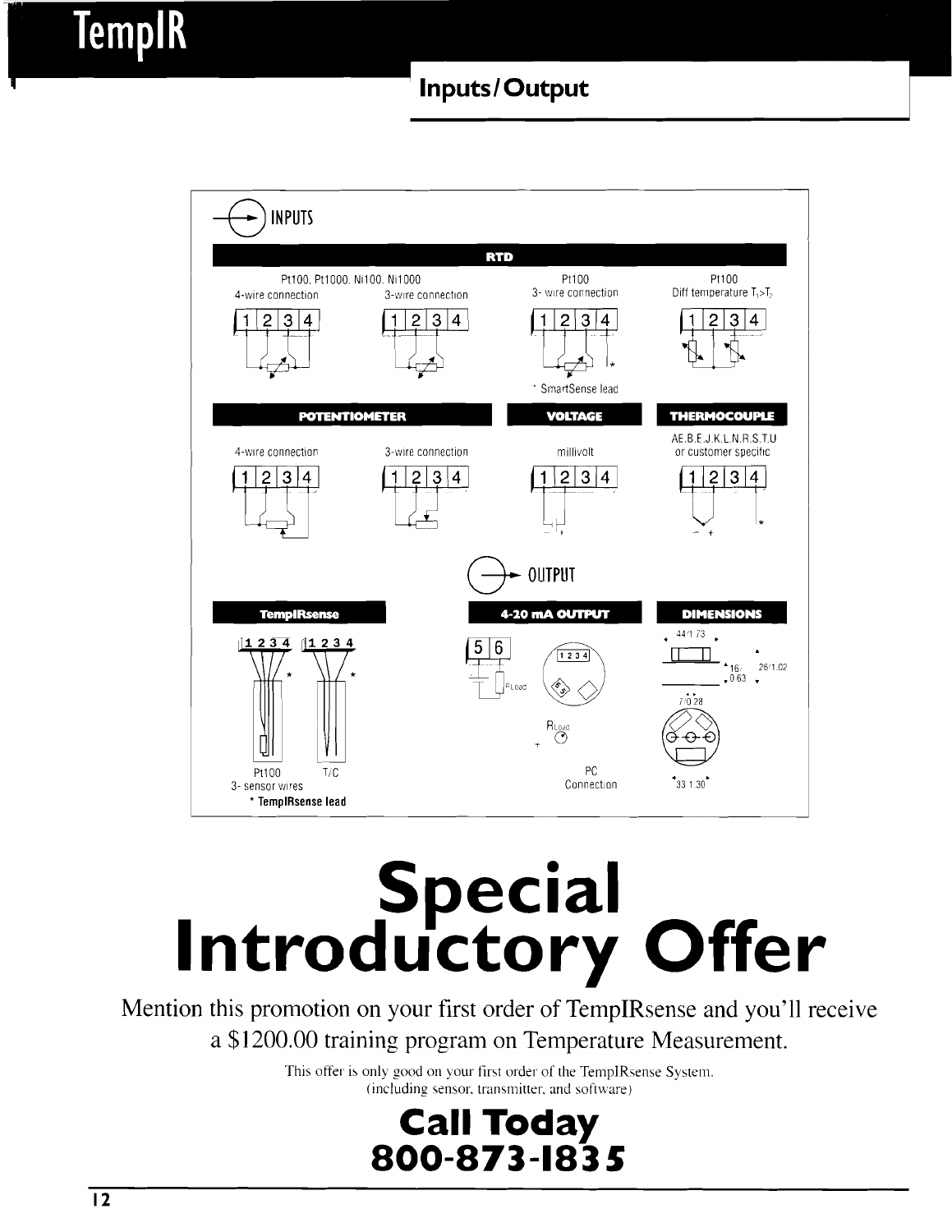# TempIR

## Inputs/Output

INPUTS

**RTD**

Pt100, Pt1000, Ni100, Ni1000

4-wire connection

3-wire connection

Pt100

3- wire connection

* SmartSense lead

Pt100

Diff temperature $T_1 > T_2$

**POTENTIOMETER**

4-wire connection

3-wire connection

**VOLTAGE**

millivolt

**THERMOCOUPLE**

AE,B,E,J,K,L,N,R,S,T,U or customer specific

OUTPUT

**TempIRsense**

Pt100 3- sensor wires

T/C

* TempIRsense lead

**4-20 mA OUTPUT**

RLoad

PC Connection

**DIMENSIONS**

44/1.73

16/0.63

26/1.02

7/0.28

33/1.30

# Special Introductory Offer

Mention this promotion on your first order of TempIRsense and you'll receive a $1200.00 training program on Temperature Measurement.

This offer is only good on your first order of the TempIRsense System. (including sensor, transmitter, and software)

## Call Today 800-873-1835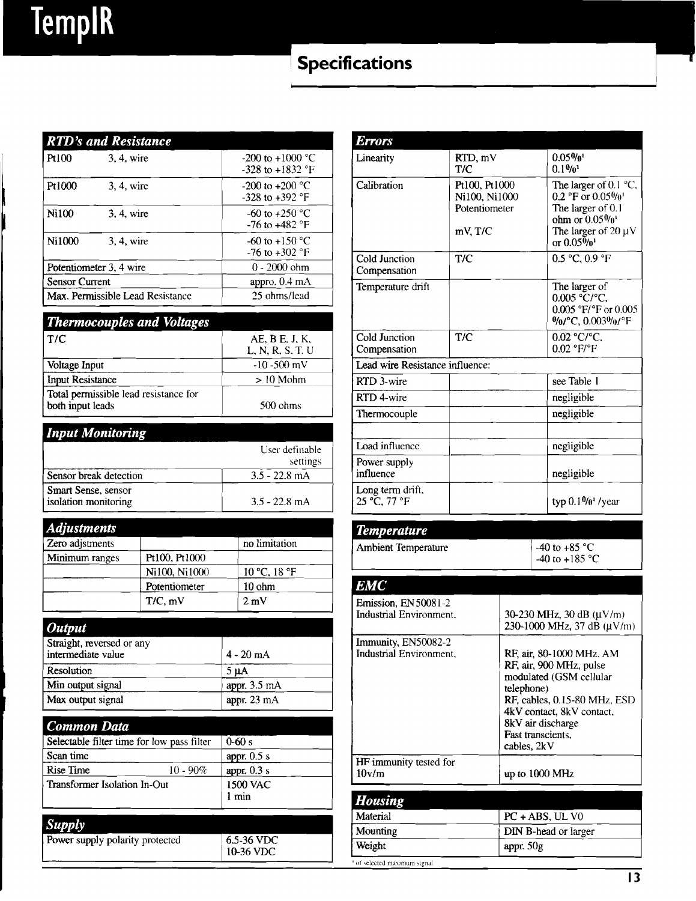# TempIR

## Specifications

### RTD's and Resistance

| | | |
|---|---|---|
| Pt100 | 3, 4, wire | -200 to +1000 °C<br>-328 to +1832 °F |
| Pt1000 | 3, 4, wire | -200 to +200 °C<br>-328 to +392 °F |
| Ni100 | 3, 4, wire | -60 to +250 °C<br>-76 to +482 °F |
| Ni1000 | 3, 4, wire | -60 to +150 °C<br>-76 to +302 °F |
| Potentiometer 3, 4 wire | | 0 - 2000 ohm |
| Sensor Current | | appro. 0.4 mA |
| Max. Permissible Lead Resistance | | 25 ohms/lead |

### Thermocouples and Voltages

| | |
|---|---|
| T/C | AE, B E, J, K, L, N, R, S, T, U |
| Voltage Input | -10 -500 mV |
| Input Resistance | > 10 Mohm |
| Total permissible lead resistance for both input leads | 500 ohms |

### Input Monitoring

| | |
|---|---|
| | User definable settings |
| Sensor break detection | 3.5 - 22.8 mA |
| Smart Sense, sensor isolation monitoring | 3.5 - 22.8 mA |

### Adjustments

| | | |
|---|---|---|
| Zero adjstments | | no limitation |
| Minimum ranges | Pt100, Pt1000 | |
| | Ni100, Ni1000 | 10 °C, 18 °F |
| | Potentiometer | 10 ohm |
| | T/C, mV | 2 mV |

### Output

| | |
|---|---|
| Straight, reversed or any intermediate value | 4 - 20 mA |
| Resolution | 5 μA |
| Min output signal | appr. 3.5 mA |
| Max output signal | appr. 23 mA |

### Common Data

| | |
|---|---|
| Selectable filter time for low pass filter | 0-60 s |
| Scan time | appr. 0.5 s |
| Rise Time 10 - 90% | appr. 0.3 s |
| Transformer Isolation In-Out | 1500 VAC<br>1 min |

### Supply

| | |
|---|---|
| Power supply polarity protected | 6.5-36 VDC<br>10-36 VDC |

### Errors

| | | |
|---|---|---|
| Linearity | RTD, mV<br>T/C | 0.05%[1]<br>0.1%[1] |
| Calibration | Pt100, Pt1000<br>Ni100, Ni1000<br>Potentiometer<br>mV, T/C | The larger of 0.1 °C, 0.2 °F or 0.05%[1]<br>The larger of 0.1 ohm or 0.05%[1]<br>The larger of 20 μV or 0.05%[1] |
| Cold Junction Compensation | T/C | 0.5 °C, 0.9 °F |
| Temperature drift | | The larger of 0.005 °C/°C, 0.005 °F/°F or 0.005 %/°C, 0.003%/°F |
| Cold Junction Compensation | T/C | 0.02 °C/°C, 0.02 °F/°F |
| Lead wire Resistance influence: | | |
| RTD 3-wire | | see Table 1 |
| RTD 4-wire | | negligible |
| Thermocouple | | negligible |
| | | |
| Load influence | | negligible |
| Power supply influence | | negligible |
| Long term drift, 25 °C, 77 °F | | typ 0.1%[1] /year |

### Temperature

| | |
|---|---|
| Ambient Temperature | -40 to +85 °C<br>-40 to +185 °C |

### EMC

| | |
|---|---|
| Emission, EN50081-2<br>Industrial Environment, | 30-230 MHz, 30 dB (μV/m)<br>230-1000 MHz, 37 dB (μV/m) |
| Immunity, EN50082-2<br>Industrial Environment, | RF, air, 80-1000 MHz, AM<br>RF, air, 900 MHz, pulse modulated (GSM cellular telephone)<br>RF, cables, 0.15-80 MHz, ESD 4kV contact, 8kV contact, 8kV air discharge<br>Fast transcients, cables, 2kV |
| HF immunity tested for 10v/m | up to 1000 MHz |

### Housing

| | |
|---|---|
| Material | PC + ABS, UL V0 |
| Mounting | DIN B-head or larger |
| Weight | appr. 50g |

[1] of selected maximum signal